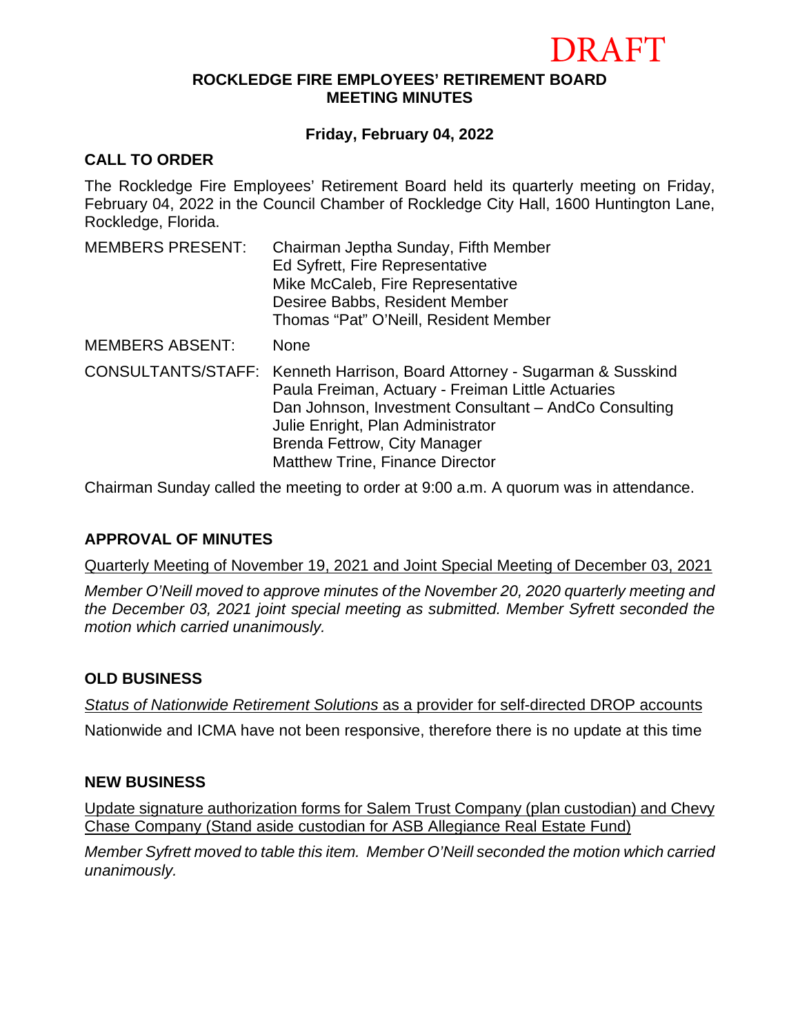DRAFT

# ROCKLEDGE FIRE EMPLOYEES' RETIREMENT BOARD MEETING MINUTES

**Friday, February 04, 2022**

## CALL TO ORDER

The Rockledge Fire Employees' Retirement Board held its quarterly meeting on Friday, February 04, 2022 in the Council Chamber of Rockledge City Hall, 1600 Huntington Lane, Rockledge, Florida.

| | |
|---|---|
| MEMBERS PRESENT: | Chairman Jeptha Sunday, Fifth Member<br>Ed Syfrett, Fire Representative<br>Mike McCaleb, Fire Representative<br>Desiree Babbs, Resident Member<br>Thomas "Pat" O'Neill, Resident Member |
| MEMBERS ABSENT: | None |
| CONSULTANTS/STAFF: | Kenneth Harrison, Board Attorney - Sugarman & Susskind<br>Paula Freiman, Actuary - Freiman Little Actuaries<br>Dan Johnson, Investment Consultant – AndCo Consulting<br>Julie Enright, Plan Administrator<br>Brenda Fettrow, City Manager<br>Matthew Trine, Finance Director |

Chairman Sunday called the meeting to order at 9:00 a.m. A quorum was in attendance.

## APPROVAL OF MINUTES

Quarterly Meeting of November 19, 2021 and Joint Special Meeting of December 03, 2021

*Member O'Neill moved to approve minutes of the November 20, 2020 quarterly meeting and the December 03, 2021 joint special meeting as submitted. Member Syfrett seconded the motion which carried unanimously.*

## OLD BUSINESS

*Status of Nationwide Retirement Solutions* as a provider for self-directed DROP accounts

Nationwide and ICMA have not been responsive, therefore there is no update at this time

## NEW BUSINESS

Update signature authorization forms for Salem Trust Company (plan custodian) and Chevy Chase Company (Stand aside custodian for ASB Allegiance Real Estate Fund)

*Member Syfrett moved to table this item. Member O'Neill seconded the motion which carried unanimously.*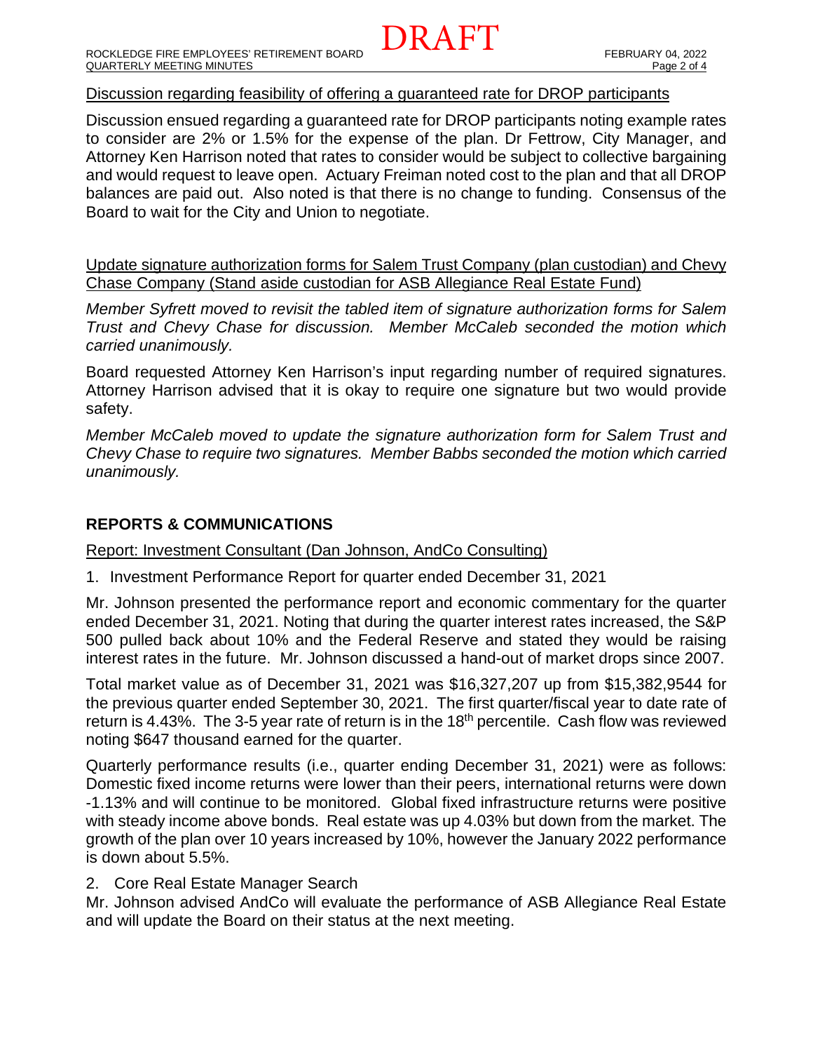Discussion regarding feasibility of offering a guaranteed rate for DROP participants

Discussion ensued regarding a guaranteed rate for DROP participants noting example rates to consider are 2% or 1.5% for the expense of the plan. Dr Fettrow, City Manager, and Attorney Ken Harrison noted that rates to consider would be subject to collective bargaining and would request to leave open. Actuary Freiman noted cost to the plan and that all DROP balances are paid out. Also noted is that there is no change to funding. Consensus of the Board to wait for the City and Union to negotiate.

Update signature authorization forms for Salem Trust Company (plan custodian) and Chevy Chase Company (Stand aside custodian for ASB Allegiance Real Estate Fund)

*Member Syfrett moved to revisit the tabled item of signature authorization forms for Salem Trust and Chevy Chase for discussion. Member McCaleb seconded the motion which carried unanimously.*

Board requested Attorney Ken Harrison's input regarding number of required signatures. Attorney Harrison advised that it is okay to require one signature but two would provide safety.

*Member McCaleb moved to update the signature authorization form for Salem Trust and Chevy Chase to require two signatures. Member Babbs seconded the motion which carried unanimously.*

## REPORTS & COMMUNICATIONS

Report: Investment Consultant (Dan Johnson, AndCo Consulting)

1. Investment Performance Report for quarter ended December 31, 2021

Mr. Johnson presented the performance report and economic commentary for the quarter ended December 31, 2021. Noting that during the quarter interest rates increased, the S&P 500 pulled back about 10% and the Federal Reserve and stated they would be raising interest rates in the future. Mr. Johnson discussed a hand-out of market drops since 2007.

Total market value as of December 31, 2021 was $16,327,207 up from $15,382,9544 for the previous quarter ended September 30, 2021. The first quarter/fiscal year to date rate of return is 4.43%. The 3-5 year rate of return is in the 18th percentile. Cash flow was reviewed noting $647 thousand earned for the quarter.

Quarterly performance results (i.e., quarter ending December 31, 2021) were as follows: Domestic fixed income returns were lower than their peers, international returns were down -1.13% and will continue to be monitored. Global fixed infrastructure returns were positive with steady income above bonds. Real estate was up 4.03% but down from the market. The growth of the plan over 10 years increased by 10%, however the January 2022 performance is down about 5.5%.

2. Core Real Estate Manager Search

Mr. Johnson advised AndCo will evaluate the performance of ASB Allegiance Real Estate and will update the Board on their status at the next meeting.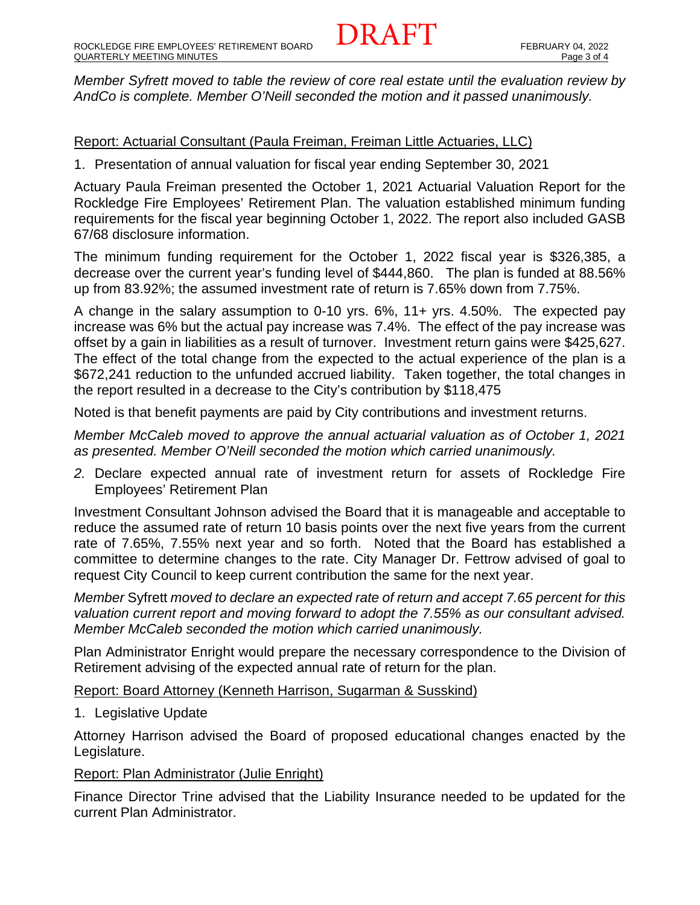*Member Syfrett moved to table the review of core real estate until the evaluation review by AndCo is complete. Member O'Neill seconded the motion and it passed unanimously.*

Report: Actuarial Consultant (Paula Freiman, Freiman Little Actuaries, LLC)

1. Presentation of annual valuation for fiscal year ending September 30, 2021

Actuary Paula Freiman presented the October 1, 2021 Actuarial Valuation Report for the Rockledge Fire Employees' Retirement Plan. The valuation established minimum funding requirements for the fiscal year beginning October 1, 2022. The report also included GASB 67/68 disclosure information.

The minimum funding requirement for the October 1, 2022 fiscal year is $326,385, a decrease over the current year's funding level of $444,860. The plan is funded at 88.56% up from 83.92%; the assumed investment rate of return is 7.65% down from 7.75%.

A change in the salary assumption to 0-10 yrs. 6%, 11+ yrs. 4.50%. The expected pay increase was 6% but the actual pay increase was 7.4%. The effect of the pay increase was offset by a gain in liabilities as a result of turnover. Investment return gains were $425,627. The effect of the total change from the expected to the actual experience of the plan is a $672,241 reduction to the unfunded accrued liability. Taken together, the total changes in the report resulted in a decrease to the City's contribution by $118,475

Noted is that benefit payments are paid by City contributions and investment returns.

*Member McCaleb moved to approve the annual actuarial valuation as of October 1, 2021 as presented. Member O'Neill seconded the motion which carried unanimously.*

2. Declare expected annual rate of investment return for assets of Rockledge Fire Employees' Retirement Plan

Investment Consultant Johnson advised the Board that it is manageable and acceptable to reduce the assumed rate of return 10 basis points over the next five years from the current rate of 7.65%, 7.55% next year and so forth. Noted that the Board has established a committee to determine changes to the rate. City Manager Dr. Fettrow advised of goal to request City Council to keep current contribution the same for the next year.

*Member* Syfrett *moved to declare an expected rate of return and accept 7.65 percent for this valuation current report and moving forward to adopt the 7.55% as our consultant advised. Member McCaleb seconded the motion which carried unanimously.*

Plan Administrator Enright would prepare the necessary correspondence to the Division of Retirement advising of the expected annual rate of return for the plan.

Report: Board Attorney (Kenneth Harrison, Sugarman & Susskind)

1. Legislative Update

Attorney Harrison advised the Board of proposed educational changes enacted by the Legislature.

Report: Plan Administrator (Julie Enright)

Finance Director Trine advised that the Liability Insurance needed to be updated for the current Plan Administrator.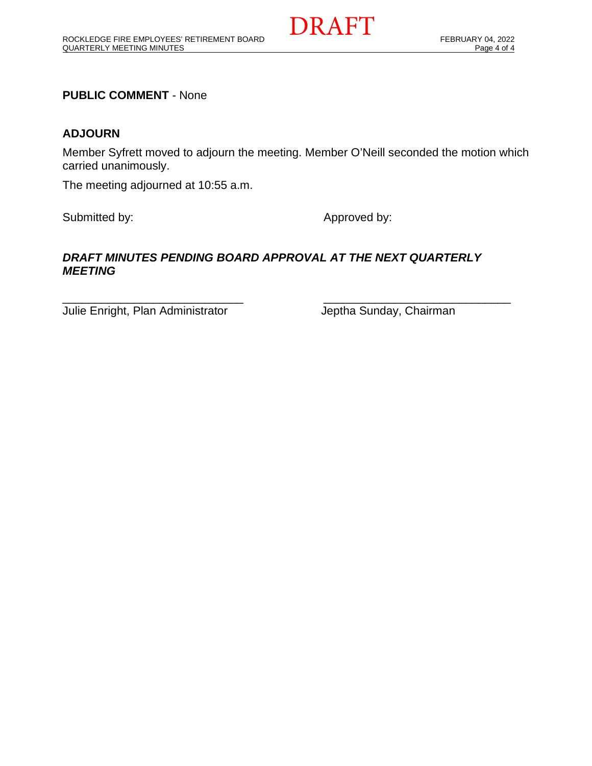**PUBLIC COMMENT** - None

## ADJOURN

Member Syfrett moved to adjourn the meeting. Member O'Neill seconded the motion which carried unanimously.

The meeting adjourned at 10:55 a.m.

Submitted by: Approved by:

***DRAFT MINUTES PENDING BOARD APPROVAL AT THE NEXT QUARTERLY MEETING***

_____________________________ _____________________________

Julie Enright, Plan Administrator Jeptha Sunday, Chairman